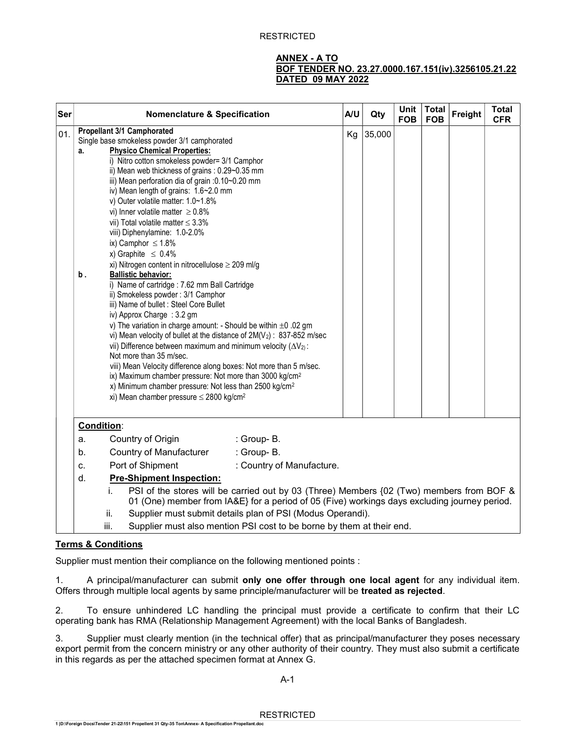**ANNEX - A TO**
**BOF TENDER NO. 23.27.0000.167.151(iv).3256105.21.22**
**DATED 09 MAY 2022**

| Ser | Nomenclature & Specification | A/U | Qty | Unit FOB | Total FOB | Freight | Total CFR |
|---|---|---|---|---|---|---|---|
| 01. | **Propellant 3/1 Camphorated**<br>Single base smokeless powder 3/1 camphorated<br>**a. Physico Chemical Properties:**<br>i) Nitro cotton smokeless powder= 3/1 Camphor<br>ii) Mean web thickness of grains : 0.29~0.35 mm<br>iii) Mean perforation dia of grain :0.10~0.20 mm<br>iv) Mean length of grains: 1.6~2.0 mm<br>v) Outer volatile matter: 1.0~1.8%<br>vi) Inner volatile matter $\geq$ 0.8%<br>vii) Total volatile matter $\leq$ 3.3%<br>viii) Diphenylamine: 1.0-2.0%<br>ix) Camphor $\leq$ 1.8%<br>x) Graphite $\leq$ 0.4%<br>xi) Nitrogen content in nitrocellulose $\geq$ 209 ml/g<br>**b. Ballistic behavior:**<br>i) Name of cartridge : 7.62 mm Ball Cartridge<br>ii) Smokeless powder : 3/1 Camphor<br>iii) Name of bullet : Steel Core Bullet<br>iv) Approx Charge : 3.2 gm<br>v) The variation in charge amount: - Should be within $\pm$0 .02 gm<br>vi) Mean velocity of bullet at the distance of 2M($V_2$) : 837-852 m/sec<br>vii) Difference between maximum and minimum velocity ($\Delta V_2$) : Not more than 35 m/sec.<br>viii) Mean Velocity difference along boxes: Not more than 5 m/sec.<br>ix) Maximum chamber pressure: Not more than 3000 kg/cm$^2$<br>x) Minimum chamber pressure: Not less than 2500 kg/cm$^2$<br>xi) Mean chamber pressure $\leq$ 2800 kg/cm$^2$ | Kg | 35,000 | | | | |

**Condition**:

a. Country of Origin : Group- B.

b. Country of Manufacturer : Group- B.

c. Port of Shipment : Country of Manufacture.

d. **Pre-Shipment Inspection:**

i. PSI of the stores will be carried out by 03 (Three) Members {02 (Two) members from BOF & 01 (One) member from IA&E} for a period of 05 (Five) workings days excluding journey period.

ii. Supplier must submit details plan of PSI (Modus Operandi).

iii. Supplier must also mention PSI cost to be borne by them at their end.

**Terms & Conditions**

Supplier must mention their compliance on the following mentioned points :

1. A principal/manufacturer can submit **only one offer through one local agent** for any individual item. Offers through multiple local agents by same principle/manufacturer will be **treated as rejected**.

2. To ensure unhindered LC handling the principal must provide a certificate to confirm that their LC operating bank has RMA (Relationship Management Agreement) with the local Banks of Bangladesh.

3. Supplier must clearly mention (in the technical offer) that as principal/manufacturer they poses necessary export permit from the concern ministry or any other authority of their country. They must also submit a certificate in this regards as per the attached specimen format at Annex G.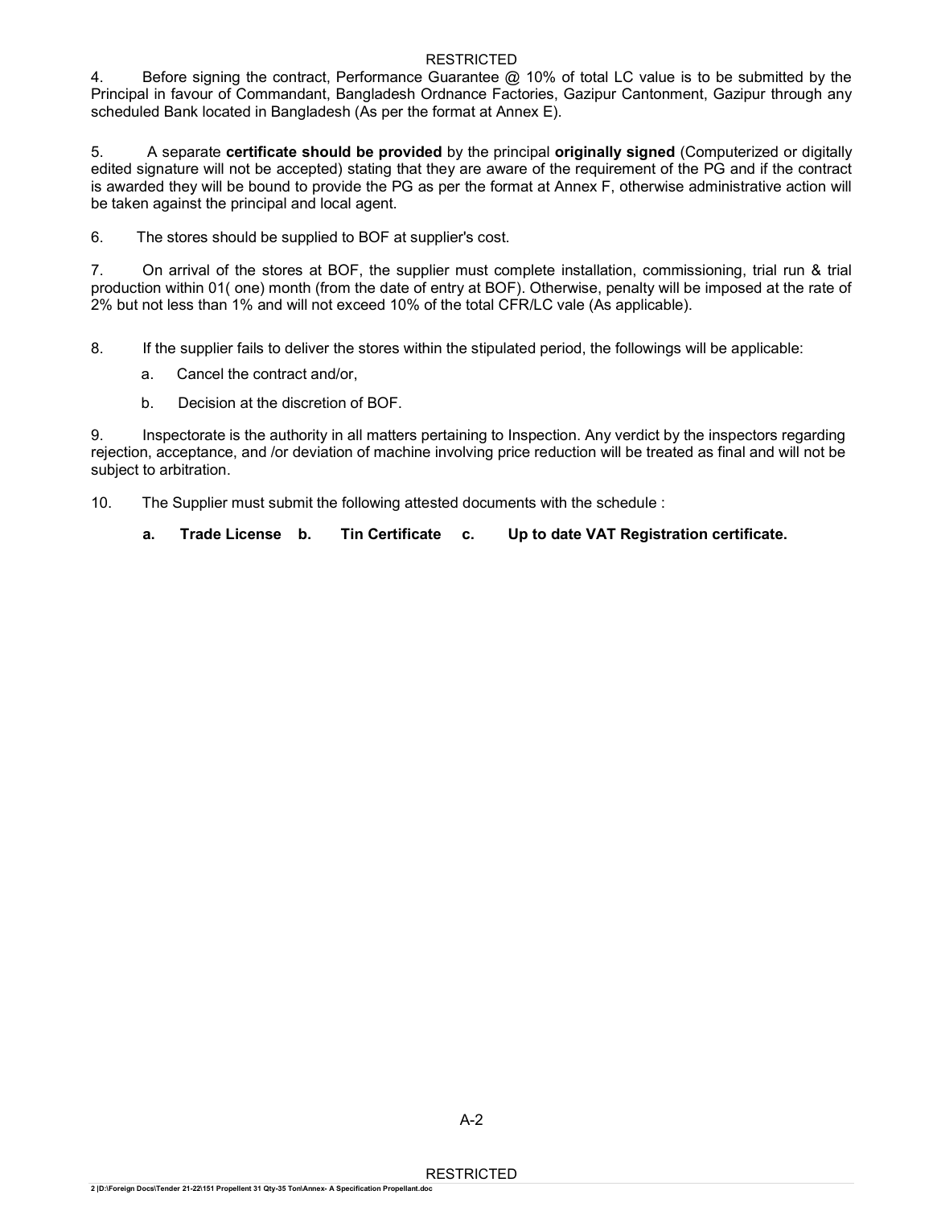4. Before signing the contract, Performance Guarantee @ 10% of total LC value is to be submitted by the Principal in favour of Commandant, Bangladesh Ordnance Factories, Gazipur Cantonment, Gazipur through any scheduled Bank located in Bangladesh (As per the format at Annex E).

5. A separate **certificate should be provided** by the principal **originally signed** (Computerized or digitally edited signature will not be accepted) stating that they are aware of the requirement of the PG and if the contract is awarded they will be bound to provide the PG as per the format at Annex F, otherwise administrative action will be taken against the principal and local agent.

6. The stores should be supplied to BOF at supplier's cost.

7. On arrival of the stores at BOF, the supplier must complete installation, commissioning, trial run & trial production within 01( one) month (from the date of entry at BOF). Otherwise, penalty will be imposed at the rate of 2% but not less than 1% and will not exceed 10% of the total CFR/LC vale (As applicable).

8. If the supplier fails to deliver the stores within the stipulated period, the followings will be applicable:

   a. Cancel the contract and/or,

   b. Decision at the discretion of BOF.

9. Inspectorate is the authority in all matters pertaining to Inspection. Any verdict by the inspectors regarding rejection, acceptance, and /or deviation of machine involving price reduction will be treated as final and will not be subject to arbitration.

10. The Supplier must submit the following attested documents with the schedule :

   **a. Trade License b. Tin Certificate c. Up to date VAT Registration certificate.**